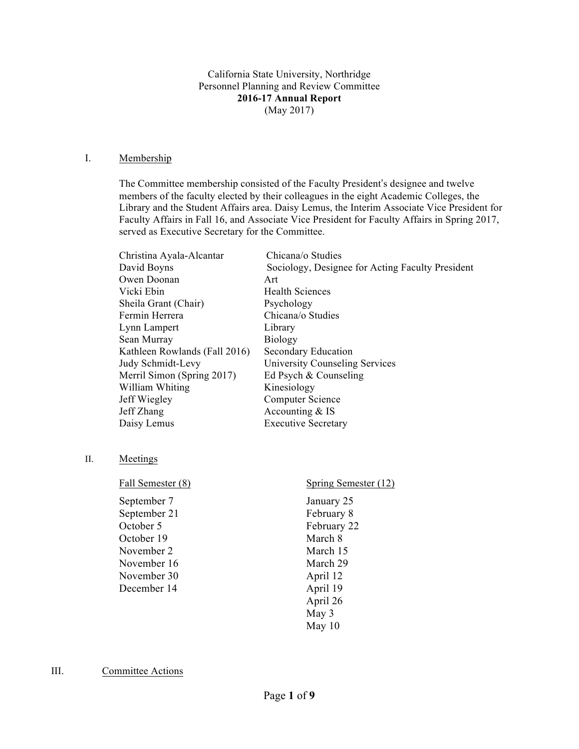California State University, Northridge
Personnel Planning and Review Committee
**2016-17 Annual Report**
(May 2017)

## I. Membership

The Committee membership consisted of the Faculty President's designee and twelve members of the faculty elected by their colleagues in the eight Academic Colleges, the Library and the Student Affairs area. Daisy Lemus, the Interim Associate Vice President for Faculty Affairs in Fall 16, and Associate Vice President for Faculty Affairs in Spring 2017, served as Executive Secretary for the Committee.

| | |
|---|---|
| Christina Ayala-Alcantar | Chicana/o Studies |
| David Boyns | Sociology, Designee for Acting Faculty President |
| Owen Doonan | Art |
| Vicki Ebin | Health Sciences |
| Sheila Grant (Chair) | Psychology |
| Fermin Herrera | Chicana/o Studies |
| Lynn Lampert | Library |
| Sean Murray | Biology |
| Kathleen Rowlands (Fall 2016) | Secondary Education |
| Judy Schmidt-Levy | University Counseling Services |
| Merril Simon (Spring 2017) | Ed Psych & Counseling |
| William Whiting | Kinesiology |
| Jeff Wiegley | Computer Science |
| Jeff Zhang | Accounting & IS |
| Daisy Lemus | Executive Secretary |

## II. Meetings

| Fall Semester (8) | Spring Semester (12) |
|---|---|
| September 7 | January 25 |
| September 21 | February 8 |
| October 5 | February 22 |
| October 19 | March 8 |
| November 2 | March 15 |
| November 16 | March 29 |
| November 30 | April 12 |
| December 14 | April 19 |
| | April 26 |
| | May 3 |
| | May 10 |

## III. Committee Actions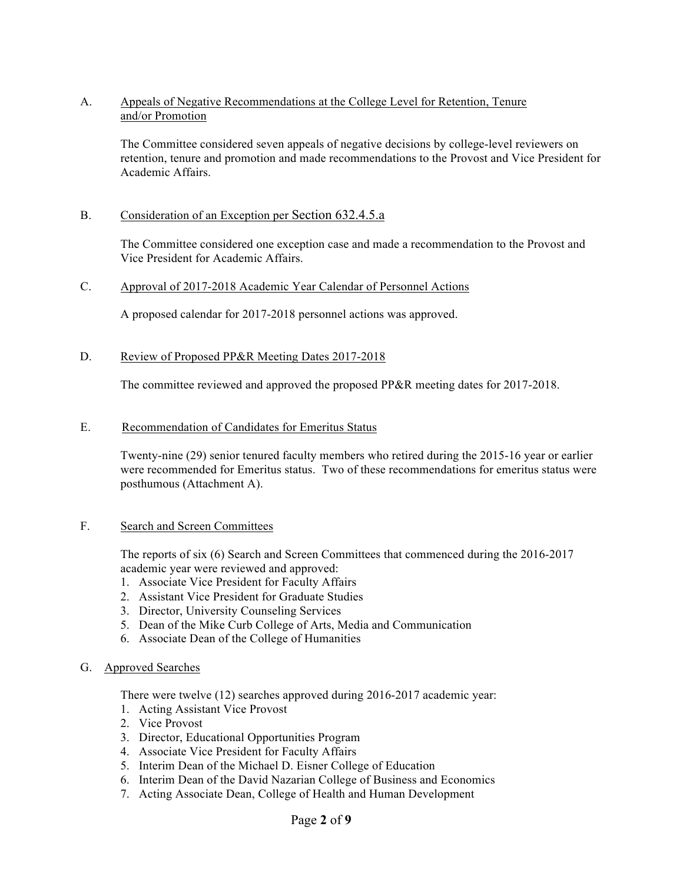A. Appeals of Negative Recommendations at the College Level for Retention, Tenure and/or Promotion

The Committee considered seven appeals of negative decisions by college-level reviewers on retention, tenure and promotion and made recommendations to the Provost and Vice President for Academic Affairs.

B. Consideration of an Exception per Section 632.4.5.a

The Committee considered one exception case and made a recommendation to the Provost and Vice President for Academic Affairs.

C. Approval of 2017-2018 Academic Year Calendar of Personnel Actions

A proposed calendar for 2017-2018 personnel actions was approved.

D. Review of Proposed PP&R Meeting Dates 2017-2018

The committee reviewed and approved the proposed PP&R meeting dates for 2017-2018.

E. Recommendation of Candidates for Emeritus Status

Twenty-nine (29) senior tenured faculty members who retired during the 2015-16 year or earlier were recommended for Emeritus status. Two of these recommendations for emeritus status were posthumous (Attachment A).

F. Search and Screen Committees

The reports of six (6) Search and Screen Committees that commenced during the 2016-2017 academic year were reviewed and approved:

1. Associate Vice President for Faculty Affairs
2. Assistant Vice President for Graduate Studies
3. Director, University Counseling Services
5. Dean of the Mike Curb College of Arts, Media and Communication
6. Associate Dean of the College of Humanities

G. Approved Searches

There were twelve (12) searches approved during 2016-2017 academic year:

1. Acting Assistant Vice Provost
2. Vice Provost
3. Director, Educational Opportunities Program
4. Associate Vice President for Faculty Affairs
5. Interim Dean of the Michael D. Eisner College of Education
6. Interim Dean of the David Nazarian College of Business and Economics
7. Acting Associate Dean, College of Health and Human Development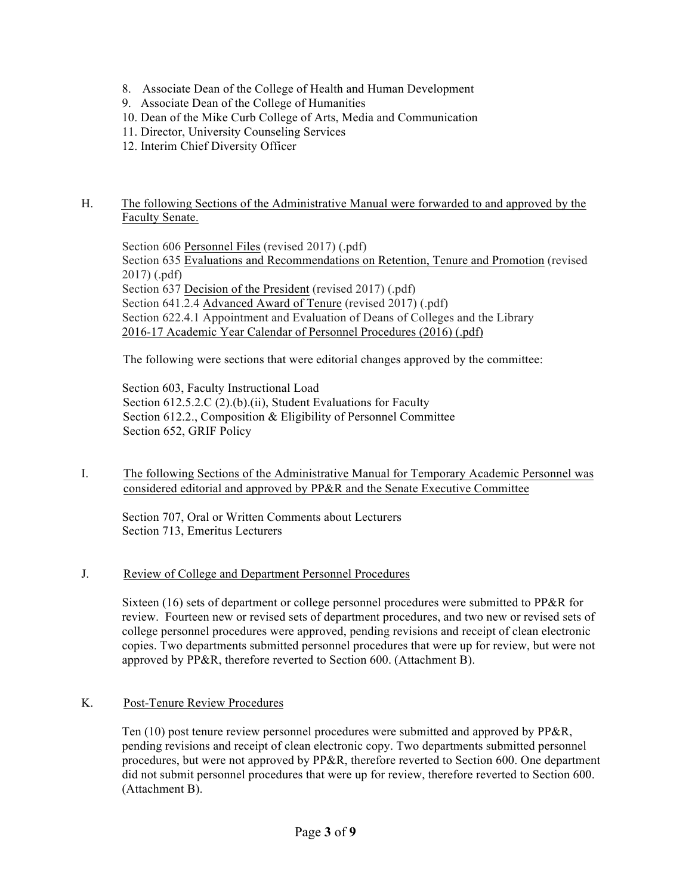8. Associate Dean of the College of Health and Human Development
9. Associate Dean of the College of Humanities
10. Dean of the Mike Curb College of Arts, Media and Communication
11. Director, University Counseling Services
12. Interim Chief Diversity Officer

H. The following Sections of the Administrative Manual were forwarded to and approved by the Faculty Senate.

Section 606 Personnel Files (revised 2017) (.pdf)
Section 635 Evaluations and Recommendations on Retention, Tenure and Promotion (revised 2017) (.pdf)
Section 637 Decision of the President (revised 2017) (.pdf)
Section 641.2.4 Advanced Award of Tenure (revised 2017) (.pdf)
Section 622.4.1 Appointment and Evaluation of Deans of Colleges and the Library
2016-17 Academic Year Calendar of Personnel Procedures (2016) (.pdf)

The following were sections that were editorial changes approved by the committee:

Section 603, Faculty Instructional Load
Section 612.5.2.C (2).(b).(ii), Student Evaluations for Faculty
Section 612.2., Composition & Eligibility of Personnel Committee
Section 652, GRIF Policy

I. The following Sections of the Administrative Manual for Temporary Academic Personnel was considered editorial and approved by PP&R and the Senate Executive Committee

Section 707, Oral or Written Comments about Lecturers
Section 713, Emeritus Lecturers

J. Review of College and Department Personnel Procedures

Sixteen (16) sets of department or college personnel procedures were submitted to PP&R for review. Fourteen new or revised sets of department procedures, and two new or revised sets of college personnel procedures were approved, pending revisions and receipt of clean electronic copies. Two departments submitted personnel procedures that were up for review, but were not approved by PP&R, therefore reverted to Section 600. (Attachment B).

K. Post-Tenure Review Procedures

Ten (10) post tenure review personnel procedures were submitted and approved by PP&R, pending revisions and receipt of clean electronic copy. Two departments submitted personnel procedures, but were not approved by PP&R, therefore reverted to Section 600. One department did not submit personnel procedures that were up for review, therefore reverted to Section 600. (Attachment B).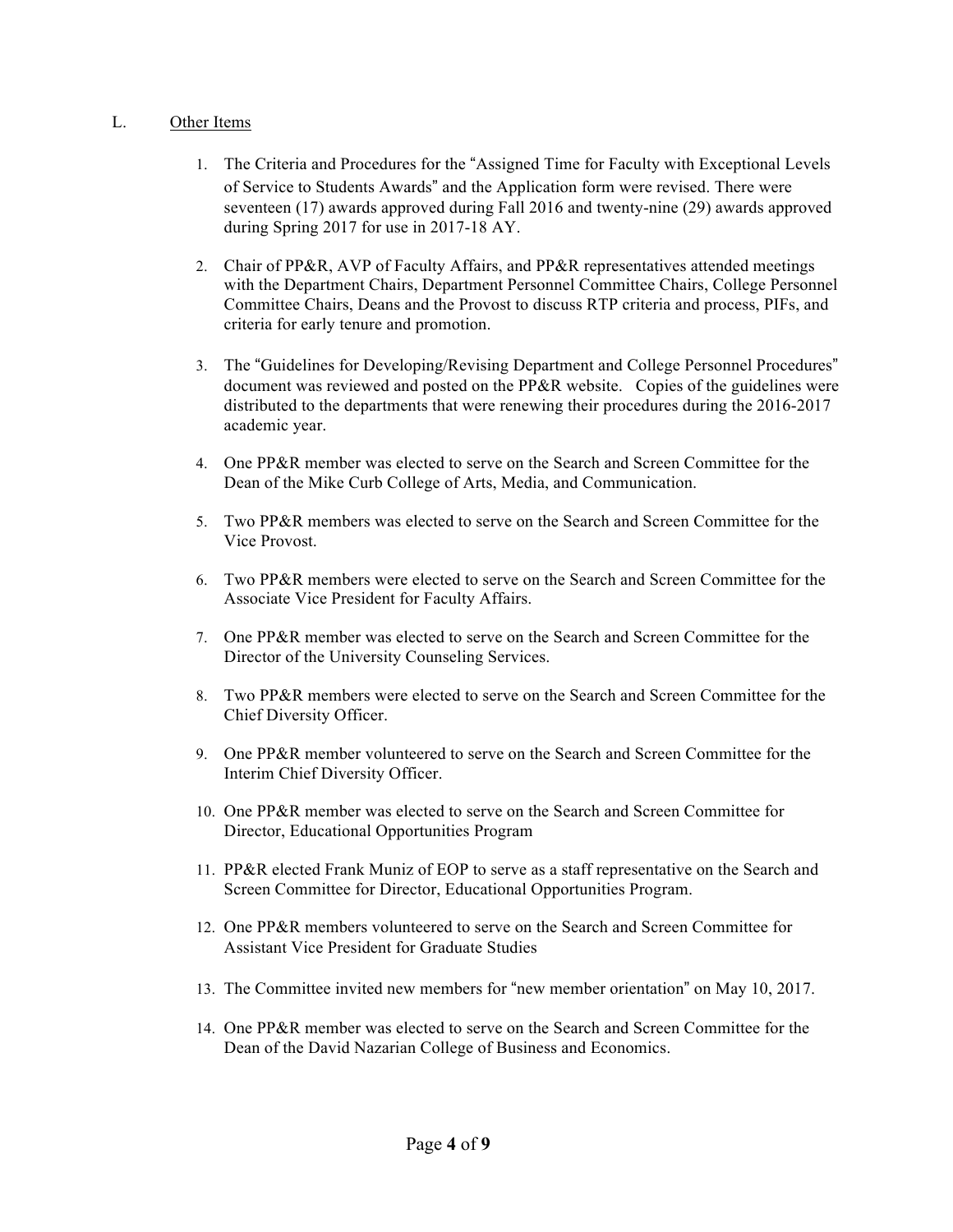L. Other Items

1. The Criteria and Procedures for the "Assigned Time for Faculty with Exceptional Levels of Service to Students Awards" and the Application form were revised. There were seventeen (17) awards approved during Fall 2016 and twenty-nine (29) awards approved during Spring 2017 for use in 2017-18 AY.

2. Chair of PP&R, AVP of Faculty Affairs, and PP&R representatives attended meetings with the Department Chairs, Department Personnel Committee Chairs, College Personnel Committee Chairs, Deans and the Provost to discuss RTP criteria and process, PIFs, and criteria for early tenure and promotion.

3. The "Guidelines for Developing/Revising Department and College Personnel Procedures" document was reviewed and posted on the PP&R website. Copies of the guidelines were distributed to the departments that were renewing their procedures during the 2016-2017 academic year.

4. One PP&R member was elected to serve on the Search and Screen Committee for the Dean of the Mike Curb College of Arts, Media, and Communication.

5. Two PP&R members was elected to serve on the Search and Screen Committee for the Vice Provost.

6. Two PP&R members were elected to serve on the Search and Screen Committee for the Associate Vice President for Faculty Affairs.

7. One PP&R member was elected to serve on the Search and Screen Committee for the Director of the University Counseling Services.

8. Two PP&R members were elected to serve on the Search and Screen Committee for the Chief Diversity Officer.

9. One PP&R member volunteered to serve on the Search and Screen Committee for the Interim Chief Diversity Officer.

10. One PP&R member was elected to serve on the Search and Screen Committee for Director, Educational Opportunities Program

11. PP&R elected Frank Muniz of EOP to serve as a staff representative on the Search and Screen Committee for Director, Educational Opportunities Program.

12. One PP&R members volunteered to serve on the Search and Screen Committee for Assistant Vice President for Graduate Studies

13. The Committee invited new members for "new member orientation" on May 10, 2017.

14. One PP&R member was elected to serve on the Search and Screen Committee for the Dean of the David Nazarian College of Business and Economics.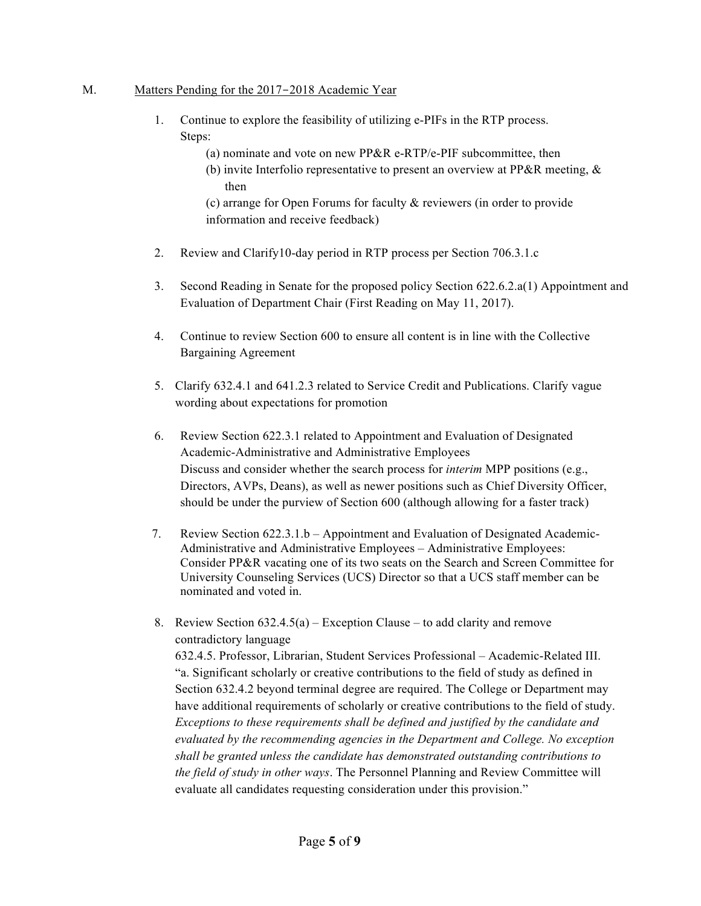M. Matters Pending for the 2017–2018 Academic Year

1. Continue to explore the feasibility of utilizing e-PIFs in the RTP process.
   Steps:
   (a) nominate and vote on new PP&R e-RTP/e-PIF subcommittee, then
   (b) invite Interfolio representative to present an overview at PP&R meeting, & then
   (c) arrange for Open Forums for faculty & reviewers (in order to provide information and receive feedback)

2. Review and Clarify10-day period in RTP process per Section 706.3.1.c

3. Second Reading in Senate for the proposed policy Section 622.6.2.a(1) Appointment and Evaluation of Department Chair (First Reading on May 11, 2017).

4. Continue to review Section 600 to ensure all content is in line with the Collective Bargaining Agreement

5. Clarify 632.4.1 and 641.2.3 related to Service Credit and Publications. Clarify vague wording about expectations for promotion

6. Review Section 622.3.1 related to Appointment and Evaluation of Designated Academic-Administrative and Administrative Employees
   Discuss and consider whether the search process for *interim* MPP positions (e.g., Directors, AVPs, Deans), as well as newer positions such as Chief Diversity Officer, should be under the purview of Section 600 (although allowing for a faster track)

7. Review Section 622.3.1.b – Appointment and Evaluation of Designated Academic-Administrative and Administrative Employees – Administrative Employees: Consider PP&R vacating one of its two seats on the Search and Screen Committee for University Counseling Services (UCS) Director so that a UCS staff member can be nominated and voted in.

8. Review Section 632.4.5(a) – Exception Clause – to add clarity and remove contradictory language
   632.4.5. Professor, Librarian, Student Services Professional – Academic-Related III. "a. Significant scholarly or creative contributions to the field of study as defined in Section 632.4.2 beyond terminal degree are required. The College or Department may have additional requirements of scholarly or creative contributions to the field of study. *Exceptions to these requirements shall be defined and justified by the candidate and evaluated by the recommending agencies in the Department and College. No exception shall be granted unless the candidate has demonstrated outstanding contributions to the field of study in other ways*. The Personnel Planning and Review Committee will evaluate all candidates requesting consideration under this provision."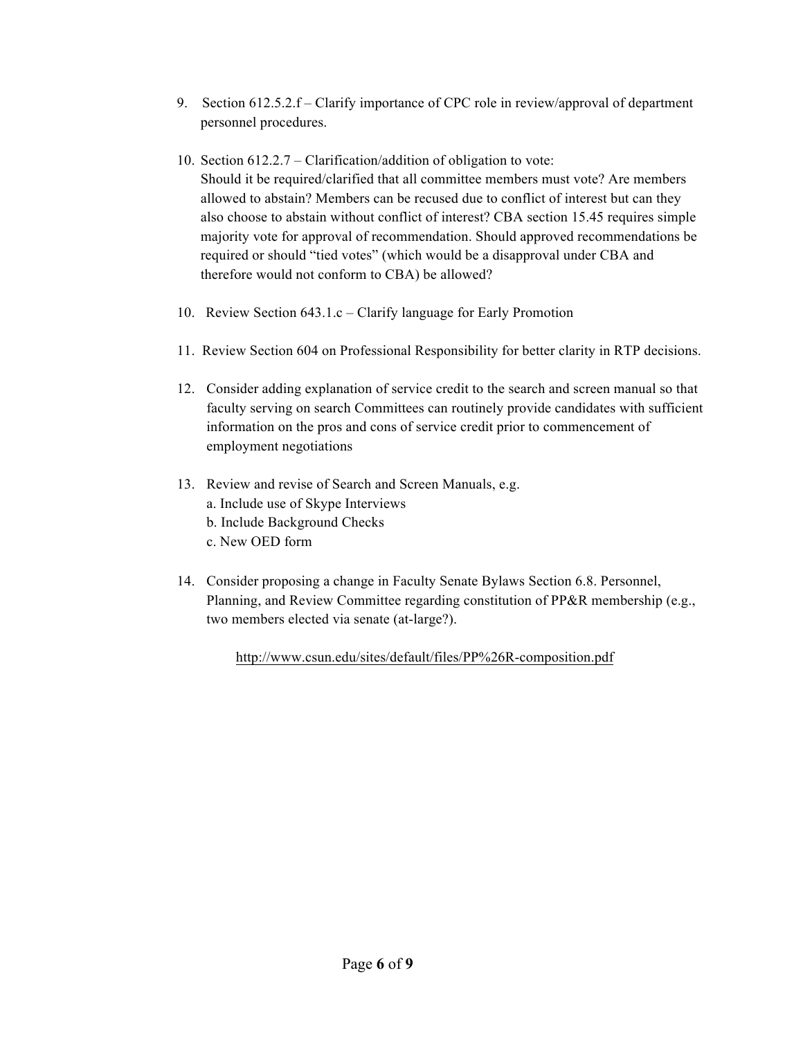9. Section 612.5.2.f – Clarify importance of CPC role in review/approval of department personnel procedures.

10. Section 612.2.7 – Clarification/addition of obligation to vote:
    Should it be required/clarified that all committee members must vote? Are members allowed to abstain? Members can be recused due to conflict of interest but can they also choose to abstain without conflict of interest? CBA section 15.45 requires simple majority vote for approval of recommendation. Should approved recommendations be required or should "tied votes" (which would be a disapproval under CBA and therefore would not conform to CBA) be allowed?

10. Review Section 643.1.c – Clarify language for Early Promotion

11. Review Section 604 on Professional Responsibility for better clarity in RTP decisions.

12. Consider adding explanation of service credit to the search and screen manual so that faculty serving on search Committees can routinely provide candidates with sufficient information on the pros and cons of service credit prior to commencement of employment negotiations

13. Review and revise of Search and Screen Manuals, e.g.
    a. Include use of Skype Interviews
    b. Include Background Checks
    c. New OED form

14. Consider proposing a change in Faculty Senate Bylaws Section 6.8. Personnel, Planning, and Review Committee regarding constitution of PP&R membership (e.g., two members elected via senate (at-large?).

    http://www.csun.edu/sites/default/files/PP%26R-composition.pdf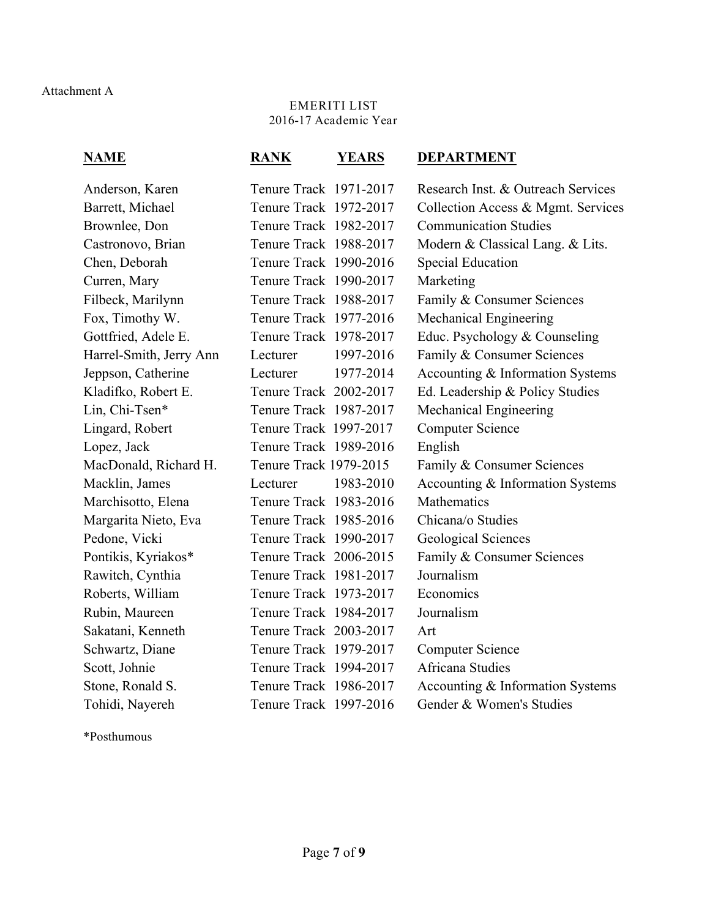Attachment A

EMERITI LIST
2016-17 Academic Year

| NAME | RANK | YEARS | DEPARTMENT |
|---|---|---|---|
| Anderson, Karen | Tenure Track | 1971-2017 | Research Inst. & Outreach Services |
| Barrett, Michael | Tenure Track | 1972-2017 | Collection Access & Mgmt. Services |
| Brownlee, Don | Tenure Track | 1982-2017 | Communication Studies |
| Castronovo, Brian | Tenure Track | 1988-2017 | Modern & Classical Lang. & Lits. |
| Chen, Deborah | Tenure Track | 1990-2016 | Special Education |
| Curren, Mary | Tenure Track | 1990-2017 | Marketing |
| Filbeck, Marilynn | Tenure Track | 1988-2017 | Family & Consumer Sciences |
| Fox, Timothy W. | Tenure Track | 1977-2016 | Mechanical Engineering |
| Gottfried, Adele E. | Tenure Track | 1978-2017 | Educ. Psychology & Counseling |
| Harrel-Smith, Jerry Ann | Lecturer | 1997-2016 | Family & Consumer Sciences |
| Jeppson, Catherine | Lecturer | 1977-2014 | Accounting & Information Systems |
| Kladifko, Robert E. | Tenure Track | 2002-2017 | Ed. Leadership & Policy Studies |
| Lin, Chi-Tsen* | Tenure Track | 1987-2017 | Mechanical Engineering |
| Lingard, Robert | Tenure Track | 1997-2017 | Computer Science |
| Lopez, Jack | Tenure Track | 1989-2016 | English |
| MacDonald, Richard H. | Tenure Track | 1979-2015 | Family & Consumer Sciences |
| Macklin, James | Lecturer | 1983-2010 | Accounting & Information Systems |
| Marchisotto, Elena | Tenure Track | 1983-2016 | Mathematics |
| Margarita Nieto, Eva | Tenure Track | 1985-2016 | Chicana/o Studies |
| Pedone, Vicki | Tenure Track | 1990-2017 | Geological Sciences |
| Pontikis, Kyriakos* | Tenure Track | 2006-2015 | Family & Consumer Sciences |
| Rawitch, Cynthia | Tenure Track | 1981-2017 | Journalism |
| Roberts, William | Tenure Track | 1973-2017 | Economics |
| Rubin, Maureen | Tenure Track | 1984-2017 | Journalism |
| Sakatani, Kenneth | Tenure Track | 2003-2017 | Art |
| Schwartz, Diane | Tenure Track | 1979-2017 | Computer Science |
| Scott, Johnie | Tenure Track | 1994-2017 | Africana Studies |
| Stone, Ronald S. | Tenure Track | 1986-2017 | Accounting & Information Systems |
| Tohidi, Nayereh | Tenure Track | 1997-2016 | Gender & Women's Studies |

*Posthumous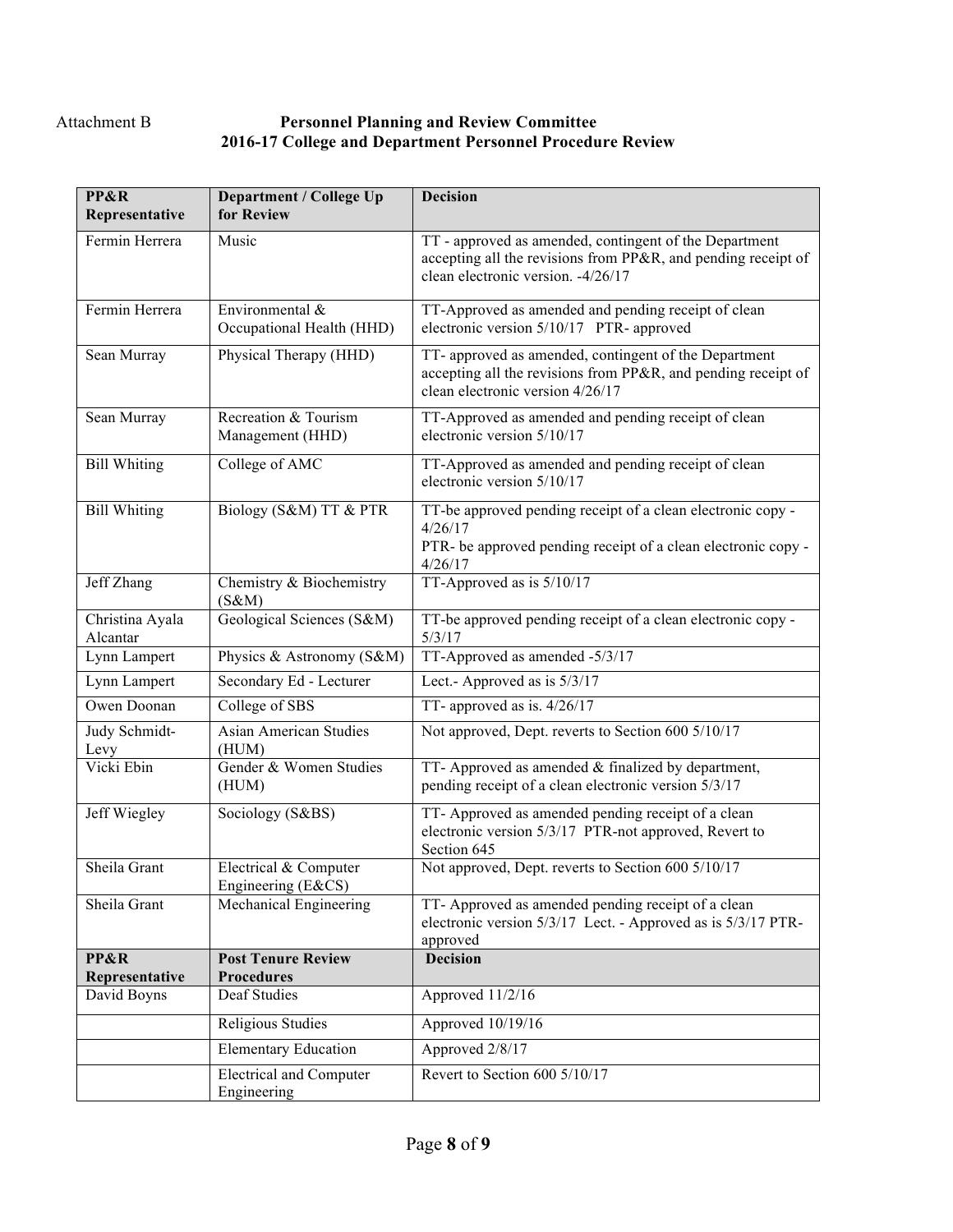Attachment B

**Personnel Planning and Review Committee**
**2016-17 College and Department Personnel Procedure Review**

| PP&R Representative | Department / College Up for Review | Decision |
|---|---|---|
| Fermin Herrera | Music | TT - approved as amended, contingent of the Department accepting all the revisions from PP&R, and pending receipt of clean electronic version. -4/26/17 |
| Fermin Herrera | Environmental & Occupational Health (HHD) | TT-Approved as amended and pending receipt of clean electronic version 5/10/17 PTR- approved |
| Sean Murray | Physical Therapy (HHD) | TT- approved as amended, contingent of the Department accepting all the revisions from PP&R, and pending receipt of clean electronic version 4/26/17 |
| Sean Murray | Recreation & Tourism Management (HHD) | TT-Approved as amended and pending receipt of clean electronic version 5/10/17 |
| Bill Whiting | College of AMC | TT-Approved as amended and pending receipt of clean electronic version 5/10/17 |
| Bill Whiting | Biology (S&M) TT & PTR | TT-be approved pending receipt of a clean electronic copy - 4/26/17<br>PTR- be approved pending receipt of a clean electronic copy - 4/26/17 |
| Jeff Zhang | Chemistry & Biochemistry (S&M) | TT-Approved as is 5/10/17 |
| Christina Ayala Alcantar | Geological Sciences (S&M) | TT-be approved pending receipt of a clean electronic copy - 5/3/17 |
| Lynn Lampert | Physics & Astronomy (S&M) | TT-Approved as amended -5/3/17 |
| Lynn Lampert | Secondary Ed - Lecturer | Lect.- Approved as is 5/3/17 |
| Owen Doonan | College of SBS | TT- approved as is. 4/26/17 |
| Judy Schmidt-Levy | Asian American Studies (HUM) | Not approved, Dept. reverts to Section 600 5/10/17 |
| Vicki Ebin | Gender & Women Studies (HUM) | TT- Approved as amended & finalized by department, pending receipt of a clean electronic version 5/3/17 |
| Jeff Wiegley | Sociology (S&BS) | TT- Approved as amended pending receipt of a clean electronic version 5/3/17 PTR-not approved, Revert to Section 645 |
| Sheila Grant | Electrical & Computer Engineering (E&CS) | Not approved, Dept. reverts to Section 600 5/10/17 |
| Sheila Grant | Mechanical Engineering | TT- Approved as amended pending receipt of a clean electronic version 5/3/17 Lect. - Approved as is 5/3/17 PTR-approved |
| **PP&R Representative** | **Post Tenure Review Procedures** | **Decision** |
| David Boyns | Deaf Studies | Approved 11/2/16 |
| | Religious Studies | Approved 10/19/16 |
| | Elementary Education | Approved 2/8/17 |
| | Electrical and Computer Engineering | Revert to Section 600 5/10/17 |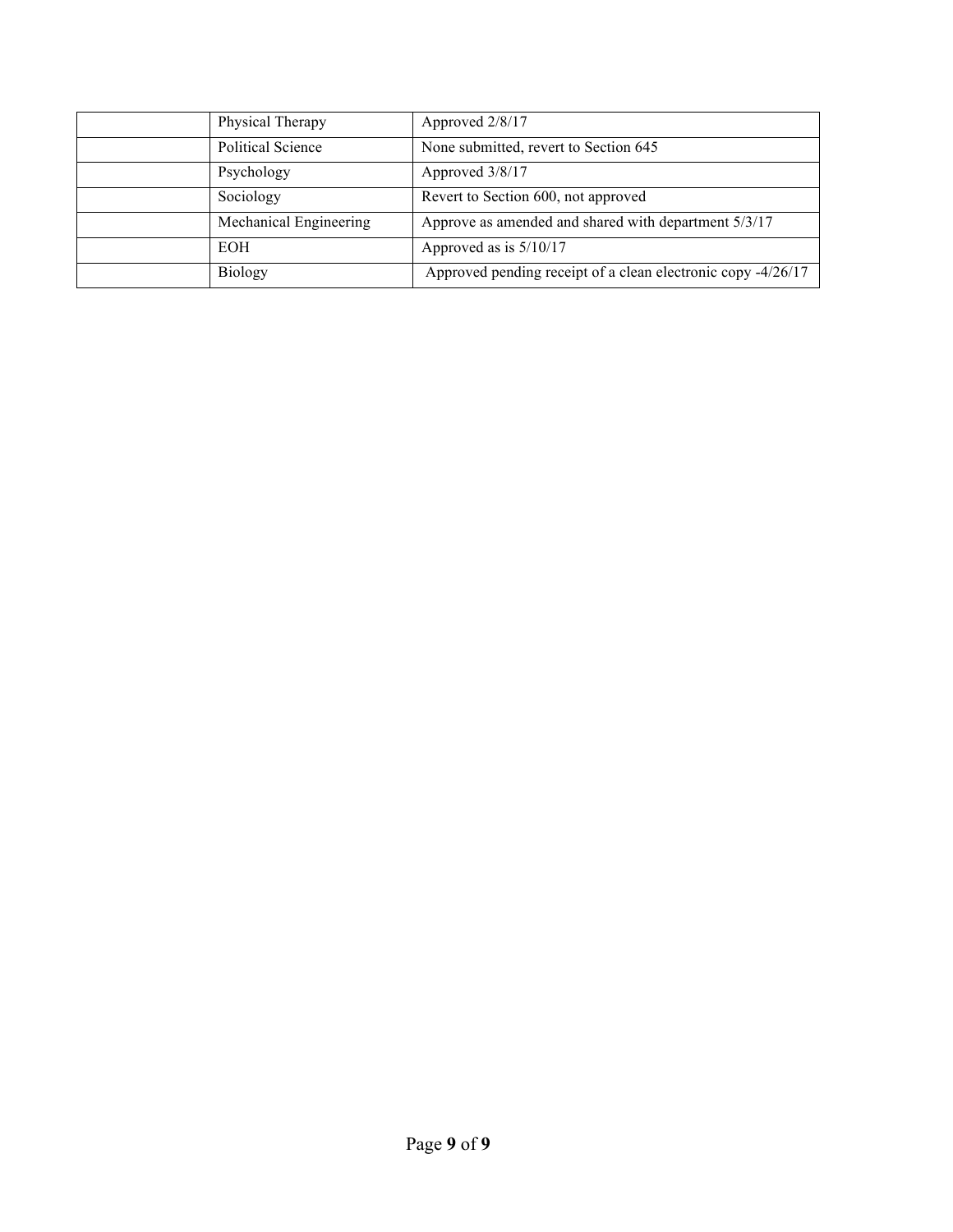| | | |
|---|---|---|
| | Physical Therapy | Approved 2/8/17 |
| | Political Science | None submitted, revert to Section 645 |
| | Psychology | Approved 3/8/17 |
| | Sociology | Revert to Section 600, not approved |
| | Mechanical Engineering | Approve as amended and shared with department 5/3/17 |
| | EOH | Approved as is 5/10/17 |
| | Biology | Approved pending receipt of a clean electronic copy -4/26/17 |